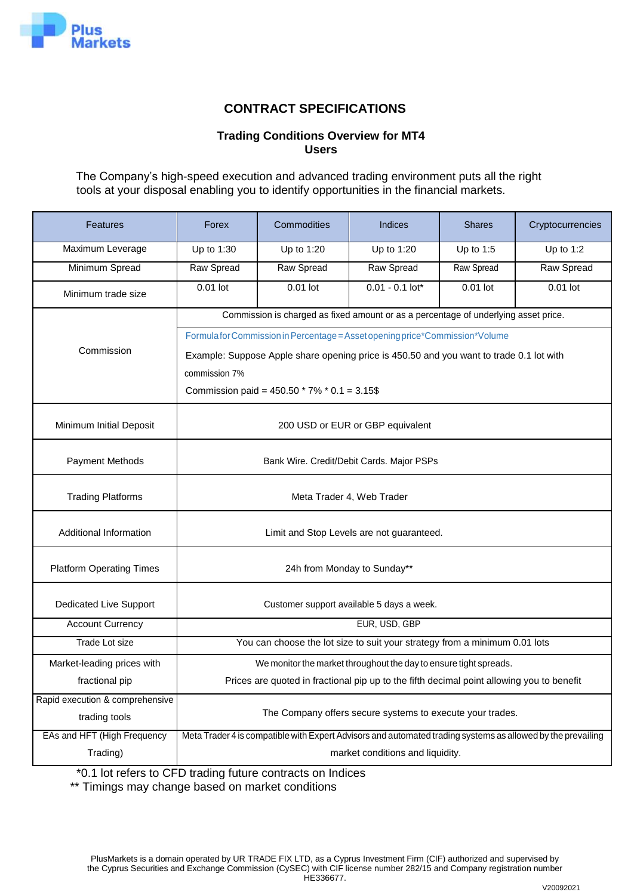Plus Markets

# CONTRACT SPECIFICATIONS

## Trading Conditions Overview for MT4 Users

The Company's high-speed execution and advanced trading environment puts all the right tools at your disposal enabling you to identify opportunities in the financial markets.

| Features | Forex | Commodities | Indices | Shares | Cryptocurrencies |
|---|---|---|---|---|---|
| Maximum Leverage | Up to 1:30 | Up to 1:20 | Up to 1:20 | Up to 1:5 | Up to 1:2 |
| Minimum Spread | Raw Spread | Raw Spread | Raw Spread | Raw Spread | Raw Spread |
| Minimum trade size | 0.01 lot | 0.01 lot | 0.01 - 0.1 lot* | 0.01 lot | 0.01 lot |
| Commission | Commission is charged as fixed amount or as a percentage of underlying asset price.<br>Formula for Commission in Percentage = Asset opening price*Commission*Volume<br>Example: Suppose Apple share opening price is 450.50 and you want to trade 0.1 lot with commission 7%<br>Commission paid = 450.50 * 7% * 0.1 = 3.15$ | | | | |
| Minimum Initial Deposit | 200 USD or EUR or GBP equivalent | | | | |
| Payment Methods | Bank Wire. Credit/Debit Cards. Major PSPs | | | | |
| Trading Platforms | Meta Trader 4, Web Trader | | | | |
| Additional Information | Limit and Stop Levels are not guaranteed. | | | | |
| Platform Operating Times | 24h from Monday to Sunday** | | | | |
| Dedicated Live Support | Customer support available 5 days a week. | | | | |
| Account Currency | EUR, USD, GBP | | | | |
| Trade Lot size | You can choose the lot size to suit your strategy from a minimum 0.01 lots | | | | |
| Market-leading prices with fractional pip | We monitor the market throughout the day to ensure tight spreads.<br>Prices are quoted in fractional pip up to the fifth decimal point allowing you to benefit | | | | |
| Rapid execution & comprehensive trading tools | The Company offers secure systems to execute your trades. | | | | |
| EAs and HFT (High Frequency Trading) | Meta Trader 4 is compatible with Expert Advisors and automated trading systems as allowed by the prevailing market conditions and liquidity. | | | | |

*0.1 lot refers to CFD trading future contracts on Indices

** Timings may change based on market conditions

PlusMarkets is a domain operated by UR TRADE FIX LTD, as a Cyprus Investment Firm (CIF) authorized and supervised by the Cyprus Securities and Exchange Commission (CySEC) with CIF license number 282/15 and Company registration number HE336677.

V20092021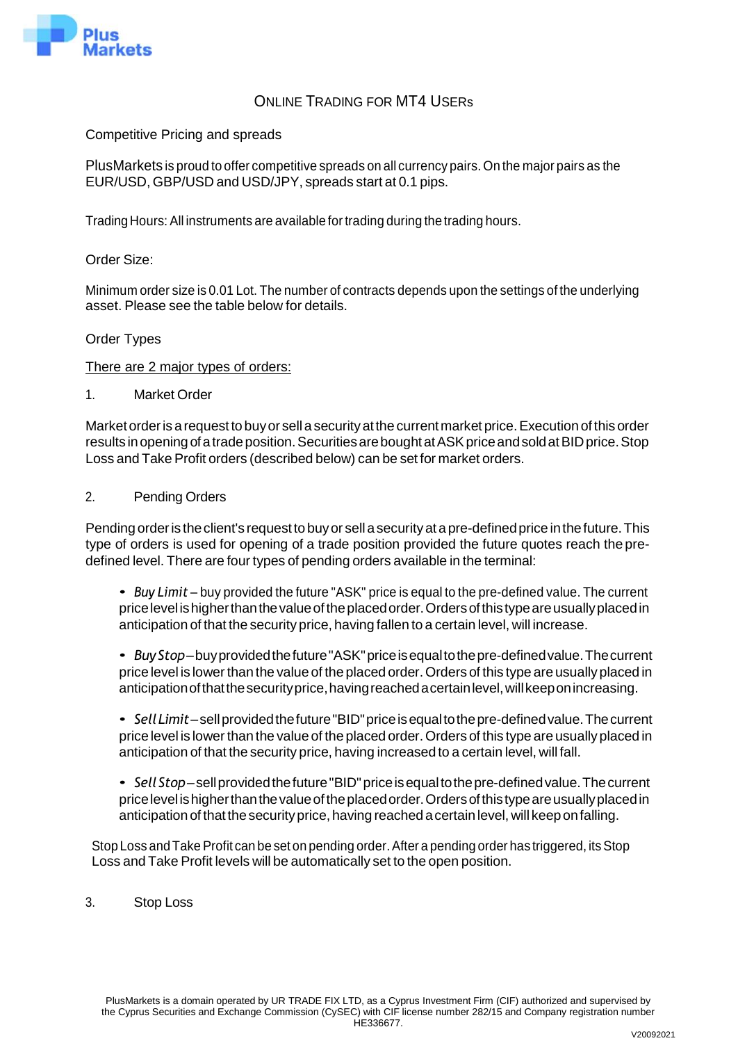# ONLINE TRADING FOR MT4 USERS

Competitive Pricing and spreads

PlusMarkets is proud to offer competitive spreads on all currency pairs. On the major pairs as the EUR/USD, GBP/USD and USD/JPY, spreads start at 0.1 pips.

Trading Hours: All instruments are available for trading during the trading hours.

Order Size:

Minimum order size is 0.01 Lot. The number of contracts depends upon the settings of the underlying asset. Please see the table below for details.

Order Types

There are 2 major types of orders:

1. Market Order

Market order is a request to buy or sell a security at the current market price. Execution of this order results in opening of a trade position. Securities are bought at ASK price and sold at BID price. Stop Loss and Take Profit orders (described below) can be set for market orders.

2. Pending Orders

Pending order is the client's request to buy or sell a security at a pre-defined price in the future. This type of orders is used for opening of a trade position provided the future quotes reach the pre-defined level. There are four types of pending orders available in the terminal:

- *Buy Limit* – buy provided the future "ASK" price is equal to the pre-defined value. The current price level is higher than the value of the placed order. Orders of this type are usually placed in anticipation of that the security price, having fallen to a certain level, will increase.
- *Buy Stop* – buy provided the future "ASK" price is equal to the pre-defined value. The current price level is lower than the value of the placed order. Orders of this type are usually placed in anticipation of that the security price, having reached a certain level, will keep on increasing.
- *Sell Limit* – sell provided the future "BID" price is equal to the pre-defined value. The current price level is lower than the value of the placed order. Orders of this type are usually placed in anticipation of that the security price, having increased to a certain level, will fall.
- *Sell Stop* – sell provided the future "BID" price is equal to the pre-defined value. The current price level is higher than the value of the placed order. Orders of this type are usually placed in anticipation of that the security price, having reached a certain level, will keep on falling.

Stop Loss and Take Profit can be set on pending order. After a pending order has triggered, its Stop Loss and Take Profit levels will be automatically set to the open position.

3. Stop Loss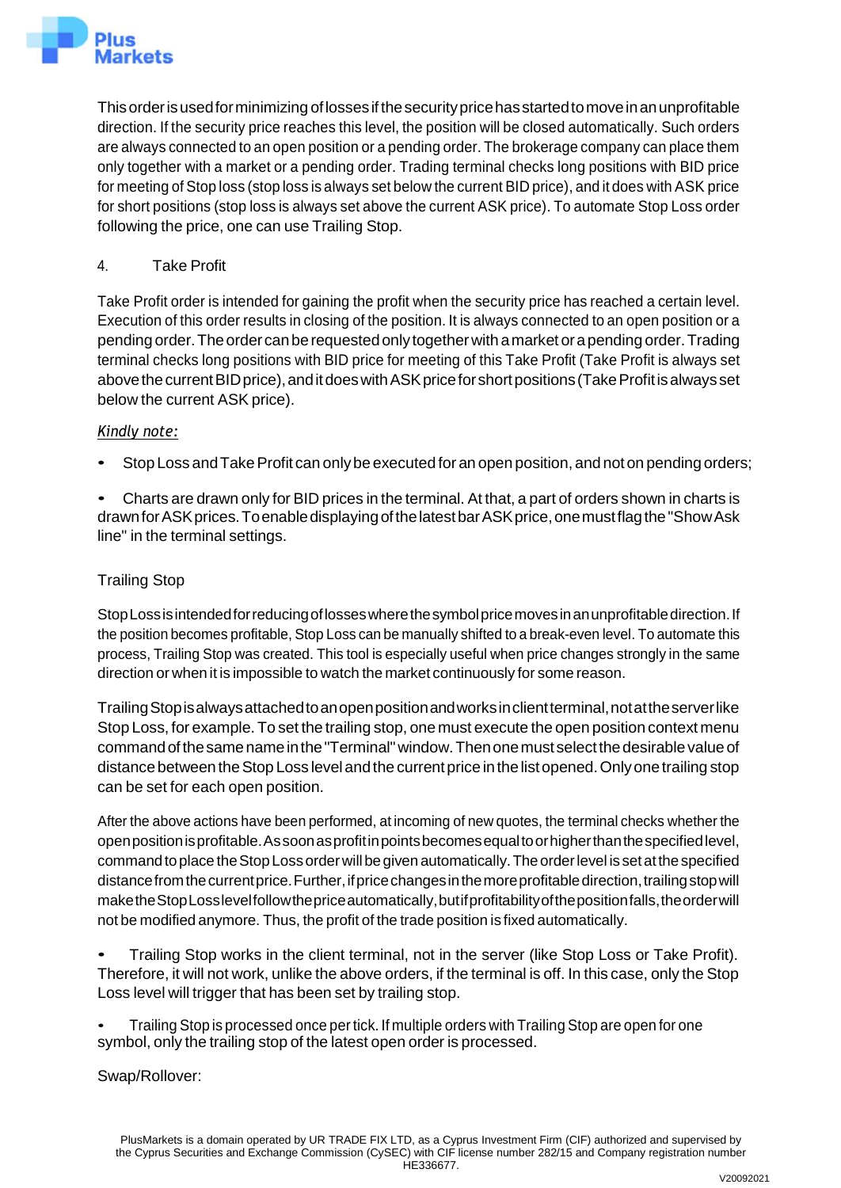This order is used for minimizing of losses if the security price has started to move in an unprofitable direction. If the security price reaches this level, the position will be closed automatically. Such orders are always connected to an open position or a pending order. The brokerage company can place them only together with a market or a pending order. Trading terminal checks long positions with BID price for meeting of Stop loss (stop loss is always set below the current BID price), and it does with ASK price for short positions (stop loss is always set above the current ASK price). To automate Stop Loss order following the price, one can use Trailing Stop.

4. Take Profit

Take Profit order is intended for gaining the profit when the security price has reached a certain level. Execution of this order results in closing of the position. It is always connected to an open position or a pending order. The order can be requested only together with a market or a pending order. Trading terminal checks long positions with BID price for meeting of this Take Profit (Take Profit is always set above the current BID price), and it does with ASK price for short positions (Take Profit is always set below the current ASK price).

*Kindly note:*

- Stop Loss and Take Profit can only be executed for an open position, and not on pending orders;
- Charts are drawn only for BID prices in the terminal. At that, a part of orders shown in charts is drawn for ASK prices. To enable displaying of the latest bar ASK price, one must flag the "Show Ask line" in the terminal settings.

Trailing Stop

Stop Loss is intended for reducing of losses where the symbol price moves in an unprofitable direction. If the position becomes profitable, Stop Loss can be manually shifted to a break-even level. To automate this process, Trailing Stop was created. This tool is especially useful when price changes strongly in the same direction or when it is impossible to watch the market continuously for some reason.

Trailing Stop is always attached to an open position and works in client terminal, not at the server like Stop Loss, for example. To set the trailing stop, one must execute the open position context menu command of the same name in the "Terminal" window. Then one must select the desirable value of distance between the Stop Loss level and the current price in the list opened. Only one trailing stop can be set for each open position.

After the above actions have been performed, at incoming of new quotes, the terminal checks whether the open position is profitable. As soon as profit in points becomes equal to or higher than the specified level, command to place the Stop Loss order will be given automatically. The order level is set at the specified distance from the current price. Further, if price changes in the more profitable direction, trailing stop will make the Stop Loss level follow the price automatically, but if profitability of the position falls, the order will not be modified anymore. Thus, the profit of the trade position is fixed automatically.

- Trailing Stop works in the client terminal, not in the server (like Stop Loss or Take Profit). Therefore, it will not work, unlike the above orders, if the terminal is off. In this case, only the Stop Loss level will trigger that has been set by trailing stop.
- Trailing Stop is processed once per tick. If multiple orders with Trailing Stop are open for one symbol, only the trailing stop of the latest open order is processed.

Swap/Rollover: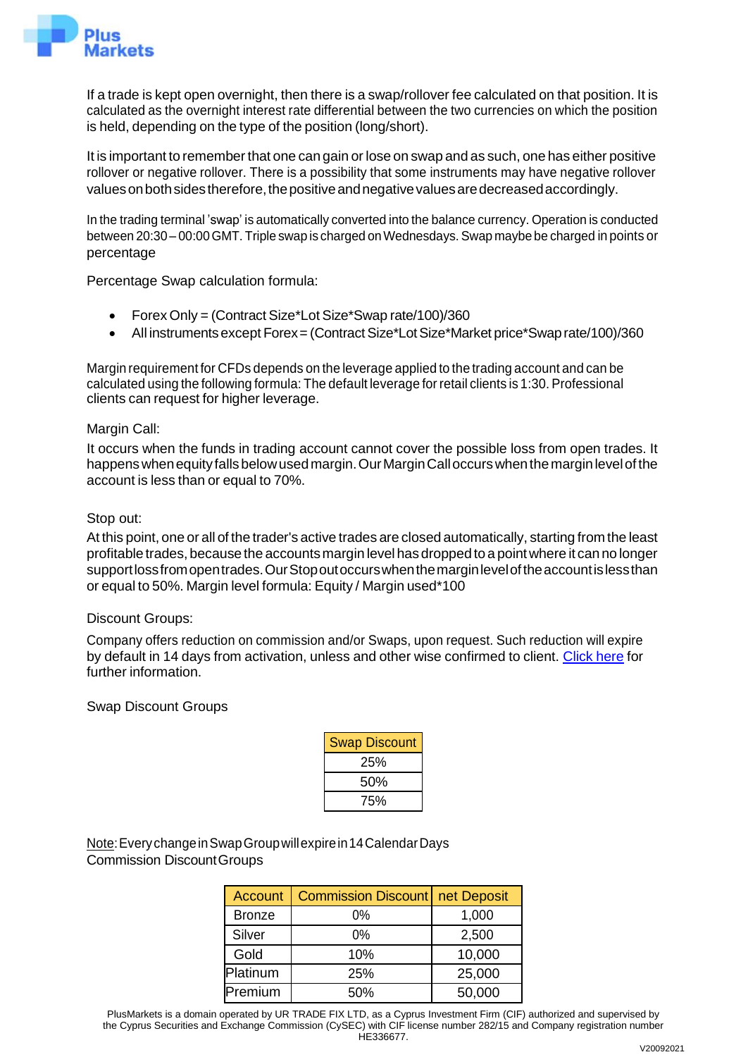If a trade is kept open overnight, then there is a swap/rollover fee calculated on that position. It is calculated as the overnight interest rate differential between the two currencies on which the position is held, depending on the type of the position (long/short).

It is important to remember that one can gain or lose on swap and as such, one has either positive rollover or negative rollover. There is a possibility that some instruments may have negative rollover values on both sides therefore, the positive and negative values are decreased accordingly.

In the trading terminal 'swap' is automatically converted into the balance currency. Operation is conducted between 20:30 – 00:00 GMT. Triple swap is charged on Wednesdays. Swap maybe be charged in points or percentage

Percentage Swap calculation formula:

- Forex Only = (Contract Size*Lot Size*Swap rate/100)/360
- All instruments except Forex = (Contract Size*Lot Size*Market price*Swap rate/100)/360

Margin requirement for CFDs depends on the leverage applied to the trading account and can be calculated using the following formula: The default leverage for retail clients is 1:30. Professional clients can request for higher leverage.

Margin Call:

It occurs when the funds in trading account cannot cover the possible loss from open trades. It happens when equity falls below used margin. Our Margin Call occurs when the margin level of the account is less than or equal to 70%.

Stop out:

At this point, one or all of the trader's active trades are closed automatically, starting from the least profitable trades, because the accounts margin level has dropped to a point where it can no longer support loss from open trades. Our Stop out occurs when the margin level of the account is less than or equal to 50%. Margin level formula: Equity / Margin used*100

Discount Groups:

Company offers reduction on commission and/or Swaps, upon request. Such reduction will expire by default in 14 days from activation, unless and other wise confirmed to client. [Click here] for further information.

Swap Discount Groups

| Swap Discount |
|---|
| 25% |
| 50% |
| 75% |

Note: Every change in Swap Group will expire in 14 Calendar Days

Commission Discount Groups

| Account | Commission Discount | net Deposit |
|---|---|---|
| Bronze | 0% | 1,000 |
| Silver | 0% | 2,500 |
| Gold | 10% | 10,000 |
| Platinum | 25% | 25,000 |
| Premium | 50% | 50,000 |

PlusMarkets is a domain operated by UR TRADE FIX LTD, as a Cyprus Investment Firm (CIF) authorized and supervised by the Cyprus Securities and Exchange Commission (CySEC) with CIF license number 282/15 and Company registration number HE336677.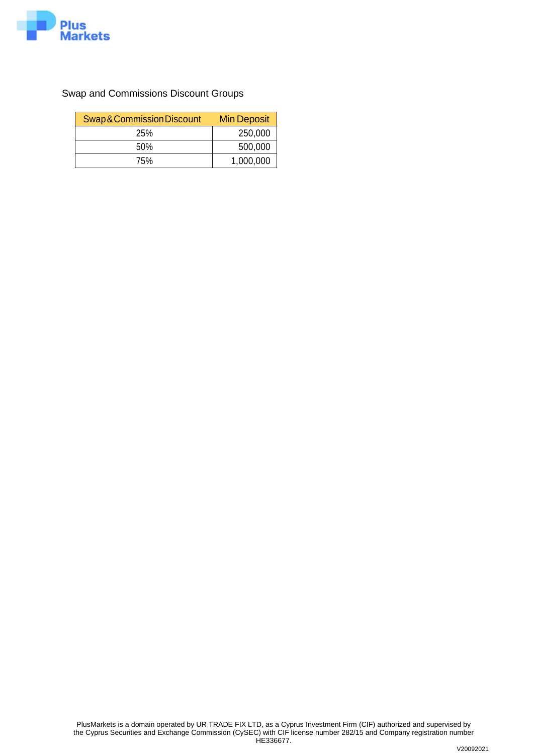Swap and Commissions Discount Groups

| Swap&Commission Discount | Min Deposit |
|---|---|
| 25% | 250,000 |
| 50% | 500,000 |
| 75% | 1,000,000 |

PlusMarkets is a domain operated by UR TRADE FIX LTD, as a Cyprus Investment Firm (CIF) authorized and supervised by the Cyprus Securities and Exchange Commission (CySEC) with CIF license number 282/15 and Company registration number HE336677.

V20092021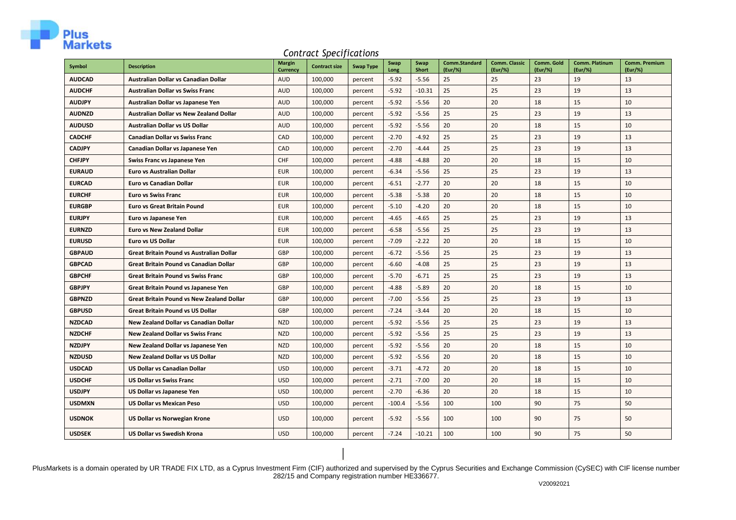*Contract Specifications*

| Symbol | Description | Margin Currency | Contract size | Swap Type | Swap Long | Swap Short | Comm.Standard (Eur/%) | Comm. Classic (Eur/%) | Comm. Gold (Eur/%) | Comm. Platinum (Eur/%) | Comm. Premium (Eur/%) |
|---|---|---|---|---|---|---|---|---|---|---|---|
| **AUDCAD** | **Australian Dollar vs Canadian Dollar** | AUD | 100,000 | percent | -5.92 | -5.56 | 25 | 25 | 23 | 19 | 13 |
| **AUDCHF** | **Australian Dollar vs Swiss Franc** | AUD | 100,000 | percent | -5.92 | -10.31 | 25 | 25 | 23 | 19 | 13 |
| **AUDJPY** | **Australian Dollar vs Japanese Yen** | AUD | 100,000 | percent | -5.92 | -5.56 | 20 | 20 | 18 | 15 | 10 |
| **AUDNZD** | **Australian Dollar vs New Zealand Dollar** | AUD | 100,000 | percent | -5.92 | -5.56 | 25 | 25 | 23 | 19 | 13 |
| **AUDUSD** | **Australian Dollar vs US Dollar** | AUD | 100,000 | percent | -5.92 | -5.56 | 20 | 20 | 18 | 15 | 10 |
| **CADCHF** | **Canadian Dollar vs Swiss Franc** | CAD | 100,000 | percent | -2.70 | -4.92 | 25 | 25 | 23 | 19 | 13 |
| **CADJPY** | **Canadian Dollar vs Japanese Yen** | CAD | 100,000 | percent | -2.70 | -4.44 | 25 | 25 | 23 | 19 | 13 |
| **CHFJPY** | **Swiss Franc vs Japanese Yen** | CHF | 100,000 | percent | -4.88 | -4.88 | 20 | 20 | 18 | 15 | 10 |
| **EURAUD** | **Euro vs Australian Dollar** | EUR | 100,000 | percent | -6.34 | -5.56 | 25 | 25 | 23 | 19 | 13 |
| **EURCAD** | **Euro vs Canadian Dollar** | EUR | 100,000 | percent | -6.51 | -2.77 | 20 | 20 | 18 | 15 | 10 |
| **EURCHF** | **Euro vs Swiss Franc** | EUR | 100,000 | percent | -5.38 | -5.38 | 20 | 20 | 18 | 15 | 10 |
| **EURGBP** | **Euro vs Great Britain Pound** | EUR | 100,000 | percent | -5.10 | -4.20 | 20 | 20 | 18 | 15 | 10 |
| **EURJPY** | **Euro vs Japanese Yen** | EUR | 100,000 | percent | -4.65 | -4.65 | 25 | 25 | 23 | 19 | 13 |
| **EURNZD** | **Euro vs New Zealand Dollar** | EUR | 100,000 | percent | -6.58 | -5.56 | 25 | 25 | 23 | 19 | 13 |
| **EURUSD** | **Euro vs US Dollar** | EUR | 100,000 | percent | -7.09 | -2.22 | 20 | 20 | 18 | 15 | 10 |
| **GBPAUD** | **Great Britain Pound vs Australian Dollar** | GBP | 100,000 | percent | -6.72 | -5.56 | 25 | 25 | 23 | 19 | 13 |
| **GBPCAD** | **Great Britain Pound vs Canadian Dollar** | GBP | 100,000 | percent | -6.60 | -4.08 | 25 | 25 | 23 | 19 | 13 |
| **GBPCHF** | **Great Britain Pound vs Swiss Franc** | GBP | 100,000 | percent | -5.70 | -6.71 | 25 | 25 | 23 | 19 | 13 |
| **GBPJPY** | **Great Britain Pound vs Japanese Yen** | GBP | 100,000 | percent | -4.88 | -5.89 | 20 | 20 | 18 | 15 | 10 |
| **GBPNZD** | **Great Britain Pound vs New Zealand Dollar** | GBP | 100,000 | percent | -7.00 | -5.56 | 25 | 25 | 23 | 19 | 13 |
| **GBPUSD** | **Great Britain Pound vs US Dollar** | GBP | 100,000 | percent | -7.24 | -3.44 | 20 | 20 | 18 | 15 | 10 |
| **NZDCAD** | **New Zealand Dollar vs Canadian Dollar** | NZD | 100,000 | percent | -5.92 | -5.56 | 25 | 25 | 23 | 19 | 13 |
| **NZDCHF** | **New Zealand Dollar vs Swiss Franc** | NZD | 100,000 | percent | -5.92 | -5.56 | 25 | 25 | 23 | 19 | 13 |
| **NZDJPY** | **New Zealand Dollar vs Japanese Yen** | NZD | 100,000 | percent | -5.92 | -5.56 | 20 | 20 | 18 | 15 | 10 |
| **NZDUSD** | **New Zealand Dollar vs US Dollar** | NZD | 100,000 | percent | -5.92 | -5.56 | 20 | 20 | 18 | 15 | 10 |
| **USDCAD** | **US Dollar vs Canadian Dollar** | USD | 100,000 | percent | -3.71 | -4.72 | 20 | 20 | 18 | 15 | 10 |
| **USDCHF** | **US Dollar vs Swiss Franc** | USD | 100,000 | percent | -2.71 | -7.00 | 20 | 20 | 18 | 15 | 10 |
| **USDJPY** | **US Dollar vs Japanese Yen** | USD | 100,000 | percent | -2.70 | -6.36 | 20 | 20 | 18 | 15 | 10 |
| **USDMXN** | **US Dollar vs Mexican Peso** | USD | 100,000 | percent | -100.4 | -5.56 | 100 | 100 | 90 | 75 | 50 |
| **USDNOK** | **US Dollar vs Norwegian Krone** | USD | 100,000 | percent | -5.92 | -5.56 | 100 | 100 | 90 | 75 | 50 |
| **USDSEK** | **US Dollar vs Swedish Krona** | USD | 100,000 | percent | -7.24 | -10.21 | 100 | 100 | 90 | 75 | 50 |

PlusMarkets is a domain operated by UR TRADE FIX LTD, as a Cyprus Investment Firm (CIF) authorized and supervised by the Cyprus Securities and Exchange Commission (CySEC) with CIF license number 282/15 and Company registration number HE336677.

V20092021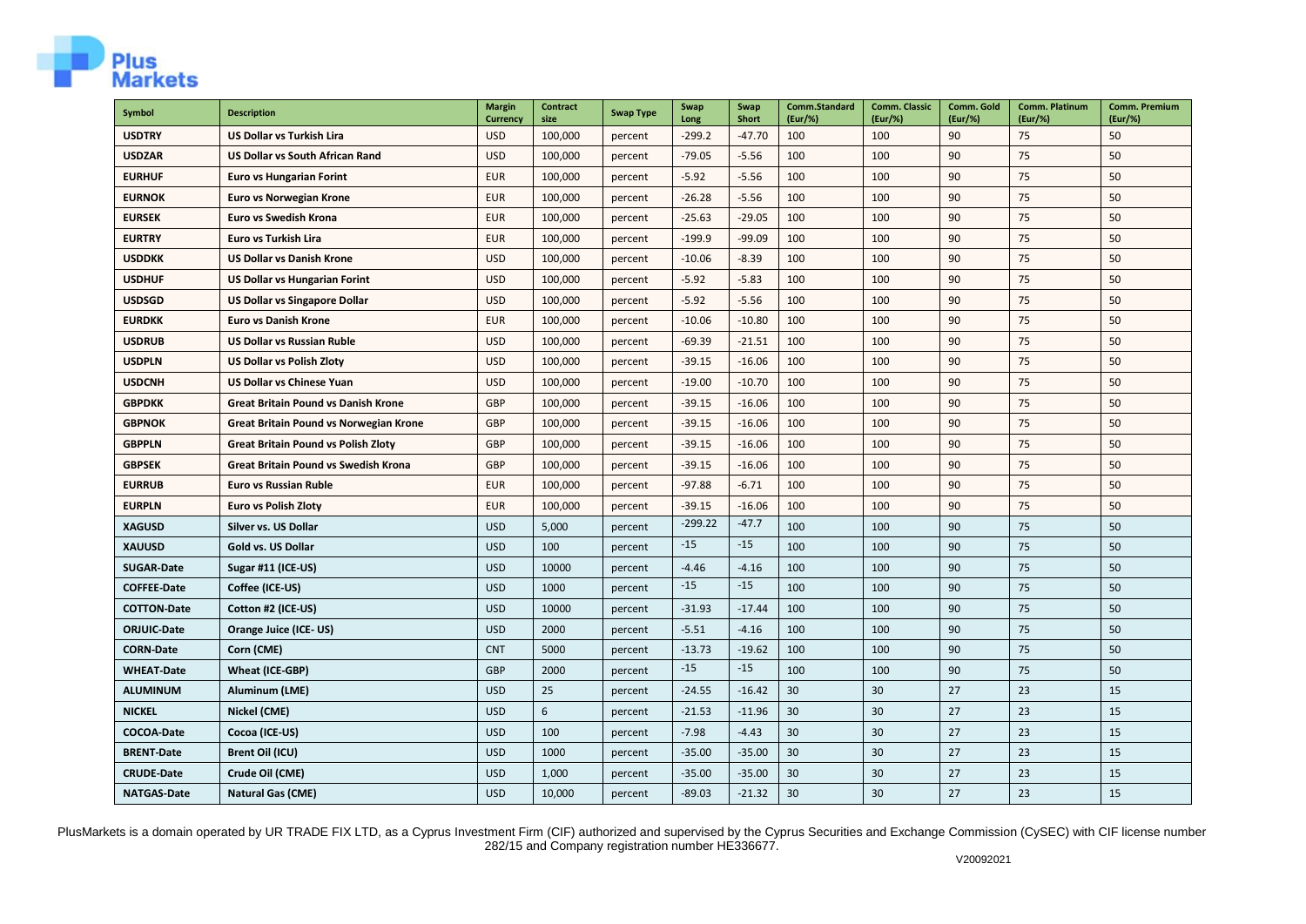| Symbol | Description | Margin Currency | Contract size | Swap Type | Swap Long | Swap Short | Comm.Standard (Eur/%) | Comm. Classic (Eur/%) | Comm. Gold (Eur/%) | Comm. Platinum (Eur/%) | Comm. Premium (Eur/%) |
|---|---|---|---|---|---|---|---|---|---|---|---|
| **USDTRY** | **US Dollar vs Turkish Lira** | USD | 100,000 | percent | -299.2 | -47.70 | 100 | 100 | 90 | 75 | 50 |
| **USDZAR** | **US Dollar vs South African Rand** | USD | 100,000 | percent | -79.05 | -5.56 | 100 | 100 | 90 | 75 | 50 |
| **EURHUF** | **Euro vs Hungarian Forint** | EUR | 100,000 | percent | -5.92 | -5.56 | 100 | 100 | 90 | 75 | 50 |
| **EURNOK** | **Euro vs Norwegian Krone** | EUR | 100,000 | percent | -26.28 | -5.56 | 100 | 100 | 90 | 75 | 50 |
| **EURSEK** | **Euro vs Swedish Krona** | EUR | 100,000 | percent | -25.63 | -29.05 | 100 | 100 | 90 | 75 | 50 |
| **EURTRY** | **Euro vs Turkish Lira** | EUR | 100,000 | percent | -199.9 | -99.09 | 100 | 100 | 90 | 75 | 50 |
| **USDDKK** | **US Dollar vs Danish Krone** | USD | 100,000 | percent | -10.06 | -8.39 | 100 | 100 | 90 | 75 | 50 |
| **USDHUF** | **US Dollar vs Hungarian Forint** | USD | 100,000 | percent | -5.92 | -5.83 | 100 | 100 | 90 | 75 | 50 |
| **USDSGD** | **US Dollar vs Singapore Dollar** | USD | 100,000 | percent | -5.92 | -5.56 | 100 | 100 | 90 | 75 | 50 |
| **EURDKK** | **Euro vs Danish Krone** | EUR | 100,000 | percent | -10.06 | -10.80 | 100 | 100 | 90 | 75 | 50 |
| **USDRUB** | **US Dollar vs Russian Ruble** | USD | 100,000 | percent | -69.39 | -21.51 | 100 | 100 | 90 | 75 | 50 |
| **USDPLN** | **US Dollar vs Polish Zloty** | USD | 100,000 | percent | -39.15 | -16.06 | 100 | 100 | 90 | 75 | 50 |
| **USDCNH** | **US Dollar vs Chinese Yuan** | USD | 100,000 | percent | -19.00 | -10.70 | 100 | 100 | 90 | 75 | 50 |
| **GBPDKK** | **Great Britain Pound vs Danish Krone** | GBP | 100,000 | percent | -39.15 | -16.06 | 100 | 100 | 90 | 75 | 50 |
| **GBPNOK** | **Great Britain Pound vs Norwegian Krone** | GBP | 100,000 | percent | -39.15 | -16.06 | 100 | 100 | 90 | 75 | 50 |
| **GBPPLN** | **Great Britain Pound vs Polish Zloty** | GBP | 100,000 | percent | -39.15 | -16.06 | 100 | 100 | 90 | 75 | 50 |
| **GBPSEK** | **Great Britain Pound vs Swedish Krona** | GBP | 100,000 | percent | -39.15 | -16.06 | 100 | 100 | 90 | 75 | 50 |
| **EURRUB** | **Euro vs Russian Ruble** | EUR | 100,000 | percent | -97.88 | -6.71 | 100 | 100 | 90 | 75 | 50 |
| **EURPLN** | **Euro vs Polish Zloty** | EUR | 100,000 | percent | -39.15 | -16.06 | 100 | 100 | 90 | 75 | 50 |
| **XAGUSD** | **Silver vs. US Dollar** | USD | 5,000 | percent | -299.22 | -47.7 | 100 | 100 | 90 | 75 | 50 |
| **XAUUSD** | **Gold vs. US Dollar** | USD | 100 | percent | -15 | -15 | 100 | 100 | 90 | 75 | 50 |
| **SUGAR-Date** | **Sugar #11 (ICE-US)** | USD | 10000 | percent | -4.46 | -4.16 | 100 | 100 | 90 | 75 | 50 |
| **COFFEE-Date** | **Coffee (ICE-US)** | USD | 1000 | percent | -15 | -15 | 100 | 100 | 90 | 75 | 50 |
| **COTTON-Date** | **Cotton #2 (ICE-US)** | USD | 10000 | percent | -31.93 | -17.44 | 100 | 100 | 90 | 75 | 50 |
| **ORJUIC-Date** | **Orange Juice (ICE- US)** | USD | 2000 | percent | -5.51 | -4.16 | 100 | 100 | 90 | 75 | 50 |
| **CORN-Date** | **Corn (CME)** | CNT | 5000 | percent | -13.73 | -19.62 | 100 | 100 | 90 | 75 | 50 |
| **WHEAT-Date** | **Wheat (ICE-GBP)** | GBP | 2000 | percent | -15 | -15 | 100 | 100 | 90 | 75 | 50 |
| **ALUMINUM** | **Aluminum (LME)** | USD | 25 | percent | -24.55 | -16.42 | 30 | 30 | 27 | 23 | 15 |
| **NICKEL** | **Nickel (CME)** | USD | 6 | percent | -21.53 | -11.96 | 30 | 30 | 27 | 23 | 15 |
| **COCOA-Date** | **Cocoa (ICE-US)** | USD | 100 | percent | -7.98 | -4.43 | 30 | 30 | 27 | 23 | 15 |
| **BRENT-Date** | **Brent Oil (ICU)** | USD | 1000 | percent | -35.00 | -35.00 | 30 | 30 | 27 | 23 | 15 |
| **CRUDE-Date** | **Crude Oil (CME)** | USD | 1,000 | percent | -35.00 | -35.00 | 30 | 30 | 27 | 23 | 15 |
| **NATGAS-Date** | **Natural Gas (CME)** | USD | 10,000 | percent | -89.03 | -21.32 | 30 | 30 | 27 | 23 | 15 |

PlusMarkets is a domain operated by UR TRADE FIX LTD, as a Cyprus Investment Firm (CIF) authorized and supervised by the Cyprus Securities and Exchange Commission (CySEC) with CIF license number 282/15 and Company registration number HE336677.

V20092021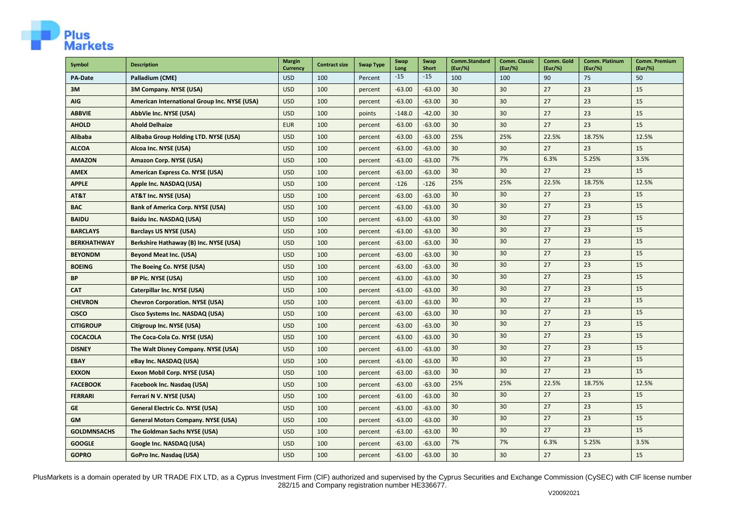| Symbol | Description | Margin Currency | Contract size | Swap Type | Swap Long | Swap Short | Comm.Standard (Eur/%) | Comm. Classic (Eur/%) | Comm. Gold (Eur/%) | Comm. Platinum (Eur/%) | Comm. Premium (Eur/%) |
|---|---|---|---|---|---|---|---|---|---|---|---|
| PA-Date | Palladium (CME) | USD | 100 | Percent | -15 | -15 | 100 | 100 | 90 | 75 | 50 |
| 3M | 3M Company. NYSE (USA) | USD | 100 | percent | -63.00 | -63.00 | 30 | 30 | 27 | 23 | 15 |
| AIG | American International Group Inc. NYSE (USA) | USD | 100 | percent | -63.00 | -63.00 | 30 | 30 | 27 | 23 | 15 |
| ABBVIE | AbbVie Inc. NYSE (USA) | USD | 100 | points | -148.0 | -42.00 | 30 | 30 | 27 | 23 | 15 |
| AHOLD | Ahold Delhaize | EUR | 100 | percent | -63.00 | -63.00 | 30 | 30 | 27 | 23 | 15 |
| Alibaba | Alibaba Group Holding LTD. NYSE (USA) | USD | 100 | percent | -63.00 | -63.00 | 25% | 25% | 22.5% | 18.75% | 12.5% |
| ALCOA | Alcoa Inc. NYSE (USA) | USD | 100 | percent | -63.00 | -63.00 | 30 | 30 | 27 | 23 | 15 |
| AMAZON | Amazon Corp. NYSE (USA) | USD | 100 | percent | -63.00 | -63.00 | 7% | 7% | 6.3% | 5.25% | 3.5% |
| AMEX | American Express Co. NYSE (USA) | USD | 100 | percent | -63.00 | -63.00 | 30 | 30 | 27 | 23 | 15 |
| APPLE | Apple Inc. NASDAQ (USA) | USD | 100 | percent | -126 | -126 | 25% | 25% | 22.5% | 18.75% | 12.5% |
| AT&T | AT&T Inc. NYSE (USA) | USD | 100 | percent | -63.00 | -63.00 | 30 | 30 | 27 | 23 | 15 |
| BAC | Bank of America Corp. NYSE (USA) | USD | 100 | percent | -63.00 | -63.00 | 30 | 30 | 27 | 23 | 15 |
| BAIDU | Baidu Inc. NASDAQ (USA) | USD | 100 | percent | -63.00 | -63.00 | 30 | 30 | 27 | 23 | 15 |
| BARCLAYS | Barclays US NYSE (USA) | USD | 100 | percent | -63.00 | -63.00 | 30 | 30 | 27 | 23 | 15 |
| BERKHATHWAY | Berkshire Hathaway (B) Inc. NYSE (USA) | USD | 100 | percent | -63.00 | -63.00 | 30 | 30 | 27 | 23 | 15 |
| BEYONDM | Beyond Meat Inc. (USA) | USD | 100 | percent | -63.00 | -63.00 | 30 | 30 | 27 | 23 | 15 |
| BOEING | The Boeing Co. NYSE (USA) | USD | 100 | percent | -63.00 | -63.00 | 30 | 30 | 27 | 23 | 15 |
| BP | BP Plc. NYSE (USA) | USD | 100 | percent | -63.00 | -63.00 | 30 | 30 | 27 | 23 | 15 |
| CAT | Caterpillar Inc. NYSE (USA) | USD | 100 | percent | -63.00 | -63.00 | 30 | 30 | 27 | 23 | 15 |
| CHEVRON | Chevron Corporation. NYSE (USA) | USD | 100 | percent | -63.00 | -63.00 | 30 | 30 | 27 | 23 | 15 |
| CISCO | Cisco Systems Inc. NASDAQ (USA) | USD | 100 | percent | -63.00 | -63.00 | 30 | 30 | 27 | 23 | 15 |
| CITIGROUP | Citigroup Inc. NYSE (USA) | USD | 100 | percent | -63.00 | -63.00 | 30 | 30 | 27 | 23 | 15 |
| COCACOLA | The Coca-Cola Co. NYSE (USA) | USD | 100 | percent | -63.00 | -63.00 | 30 | 30 | 27 | 23 | 15 |
| DISNEY | The Walt Disney Company. NYSE (USA) | USD | 100 | percent | -63.00 | -63.00 | 30 | 30 | 27 | 23 | 15 |
| EBAY | eBay Inc. NASDAQ (USA) | USD | 100 | percent | -63.00 | -63.00 | 30 | 30 | 27 | 23 | 15 |
| EXXON | Exxon Mobil Corp. NYSE (USA) | USD | 100 | percent | -63.00 | -63.00 | 30 | 30 | 27 | 23 | 15 |
| FACEBOOK | Facebook Inc. Nasdaq (USA) | USD | 100 | percent | -63.00 | -63.00 | 25% | 25% | 22.5% | 18.75% | 12.5% |
| FERRARI | Ferrari N V. NYSE (USA) | USD | 100 | percent | -63.00 | -63.00 | 30 | 30 | 27 | 23 | 15 |
| GE | General Electric Co. NYSE (USA) | USD | 100 | percent | -63.00 | -63.00 | 30 | 30 | 27 | 23 | 15 |
| GM | General Motors Company. NYSE (USA) | USD | 100 | percent | -63.00 | -63.00 | 30 | 30 | 27 | 23 | 15 |
| GOLDMNSACHS | The Goldman Sachs NYSE (USA) | USD | 100 | percent | -63.00 | -63.00 | 30 | 30 | 27 | 23 | 15 |
| GOOGLE | Google Inc. NASDAQ (USA) | USD | 100 | percent | -63.00 | -63.00 | 7% | 7% | 6.3% | 5.25% | 3.5% |
| GOPRO | GoPro Inc. Nasdaq (USA) | USD | 100 | percent | -63.00 | -63.00 | 30 | 30 | 27 | 23 | 15 |

PlusMarkets is a domain operated by UR TRADE FIX LTD, as a Cyprus Investment Firm (CIF) authorized and supervised by the Cyprus Securities and Exchange Commission (CySEC) with CIF license number 282/15 and Company registration number HE336677.

V20092021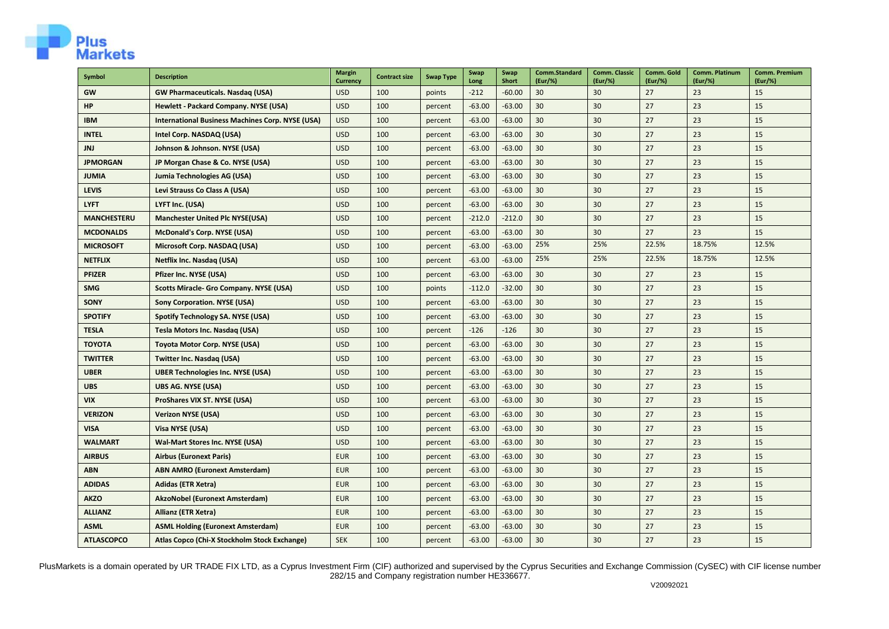| Symbol | Description | Margin Currency | Contract size | Swap Type | Swap Long | Swap Short | Comm.Standard (Eur/%) | Comm. Classic (Eur/%) | Comm. Gold (Eur/%) | Comm. Platinum (Eur/%) | Comm. Premium (Eur/%) |
|---|---|---|---|---|---|---|---|---|---|---|---|
| **GW** | **GW Pharmaceuticals. Nasdaq (USA)** | USD | 100 | points | -212 | -60.00 | 30 | 30 | 27 | 23 | 15 |
| **HP** | **Hewlett - Packard Company. NYSE (USA)** | USD | 100 | percent | -63.00 | -63.00 | 30 | 30 | 27 | 23 | 15 |
| **IBM** | **International Business Machines Corp. NYSE (USA)** | USD | 100 | percent | -63.00 | -63.00 | 30 | 30 | 27 | 23 | 15 |
| **INTEL** | **Intel Corp. NASDAQ (USA)** | USD | 100 | percent | -63.00 | -63.00 | 30 | 30 | 27 | 23 | 15 |
| **JNJ** | **Johnson & Johnson. NYSE (USA)** | USD | 100 | percent | -63.00 | -63.00 | 30 | 30 | 27 | 23 | 15 |
| **JPMORGAN** | **JP Morgan Chase & Co. NYSE (USA)** | USD | 100 | percent | -63.00 | -63.00 | 30 | 30 | 27 | 23 | 15 |
| **JUMIA** | **Jumia Technologies AG (USA)** | USD | 100 | percent | -63.00 | -63.00 | 30 | 30 | 27 | 23 | 15 |
| **LEVIS** | **Levi Strauss Co Class A (USA)** | USD | 100 | percent | -63.00 | -63.00 | 30 | 30 | 27 | 23 | 15 |
| **LYFT** | **LYFT Inc. (USA)** | USD | 100 | percent | -63.00 | -63.00 | 30 | 30 | 27 | 23 | 15 |
| **MANCHESTERU** | **Manchester United Plc NYSE(USA)** | USD | 100 | percent | -212.0 | -212.0 | 30 | 30 | 27 | 23 | 15 |
| **MCDONALDS** | **McDonald's Corp. NYSE (USA)** | USD | 100 | percent | -63.00 | -63.00 | 30 | 30 | 27 | 23 | 15 |
| **MICROSOFT** | **Microsoft Corp. NASDAQ (USA)** | USD | 100 | percent | -63.00 | -63.00 | 25% | 25% | 22.5% | 18.75% | 12.5% |
| **NETFLIX** | **Netflix Inc. Nasdaq (USA)** | USD | 100 | percent | -63.00 | -63.00 | 25% | 25% | 22.5% | 18.75% | 12.5% |
| **PFIZER** | **Pfizer Inc. NYSE (USA)** | USD | 100 | percent | -63.00 | -63.00 | 30 | 30 | 27 | 23 | 15 |
| **SMG** | **Scotts Miracle- Gro Company. NYSE (USA)** | USD | 100 | points | -112.0 | -32.00 | 30 | 30 | 27 | 23 | 15 |
| **SONY** | **Sony Corporation. NYSE (USA)** | USD | 100 | percent | -63.00 | -63.00 | 30 | 30 | 27 | 23 | 15 |
| **SPOTIFY** | **Spotify Technology SA. NYSE (USA)** | USD | 100 | percent | -63.00 | -63.00 | 30 | 30 | 27 | 23 | 15 |
| **TESLA** | **Tesla Motors Inc. Nasdaq (USA)** | USD | 100 | percent | -126 | -126 | 30 | 30 | 27 | 23 | 15 |
| **TOYOTA** | **Toyota Motor Corp. NYSE (USA)** | USD | 100 | percent | -63.00 | -63.00 | 30 | 30 | 27 | 23 | 15 |
| **TWITTER** | **Twitter Inc. Nasdaq (USA)** | USD | 100 | percent | -63.00 | -63.00 | 30 | 30 | 27 | 23 | 15 |
| **UBER** | **UBER Technologies Inc. NYSE (USA)** | USD | 100 | percent | -63.00 | -63.00 | 30 | 30 | 27 | 23 | 15 |
| **UBS** | **UBS AG. NYSE (USA)** | USD | 100 | percent | -63.00 | -63.00 | 30 | 30 | 27 | 23 | 15 |
| **VIX** | **ProShares VIX ST. NYSE (USA)** | USD | 100 | percent | -63.00 | -63.00 | 30 | 30 | 27 | 23 | 15 |
| **VERIZON** | **Verizon NYSE (USA)** | USD | 100 | percent | -63.00 | -63.00 | 30 | 30 | 27 | 23 | 15 |
| **VISA** | **Visa NYSE (USA)** | USD | 100 | percent | -63.00 | -63.00 | 30 | 30 | 27 | 23 | 15 |
| **WALMART** | **Wal-Mart Stores Inc. NYSE (USA)** | USD | 100 | percent | -63.00 | -63.00 | 30 | 30 | 27 | 23 | 15 |
| **AIRBUS** | **Airbus (Euronext Paris)** | EUR | 100 | percent | -63.00 | -63.00 | 30 | 30 | 27 | 23 | 15 |
| **ABN** | **ABN AMRO (Euronext Amsterdam)** | EUR | 100 | percent | -63.00 | -63.00 | 30 | 30 | 27 | 23 | 15 |
| **ADIDAS** | **Adidas (ETR Xetra)** | EUR | 100 | percent | -63.00 | -63.00 | 30 | 30 | 27 | 23 | 15 |
| **AKZO** | **AkzoNobel (Euronext Amsterdam)** | EUR | 100 | percent | -63.00 | -63.00 | 30 | 30 | 27 | 23 | 15 |
| **ALLIANZ** | **Allianz (ETR Xetra)** | EUR | 100 | percent | -63.00 | -63.00 | 30 | 30 | 27 | 23 | 15 |
| **ASML** | **ASML Holding (Euronext Amsterdam)** | EUR | 100 | percent | -63.00 | -63.00 | 30 | 30 | 27 | 23 | 15 |
| **ATLASCOPCO** | **Atlas Copco (Chi-X Stockholm Stock Exchange)** | SEK | 100 | percent | -63.00 | -63.00 | 30 | 30 | 27 | 23 | 15 |

PlusMarkets is a domain operated by UR TRADE FIX LTD, as a Cyprus Investment Firm (CIF) authorized and supervised by the Cyprus Securities and Exchange Commission (CySEC) with CIF license number 282/15 and Company registration number HE336677.

V20092021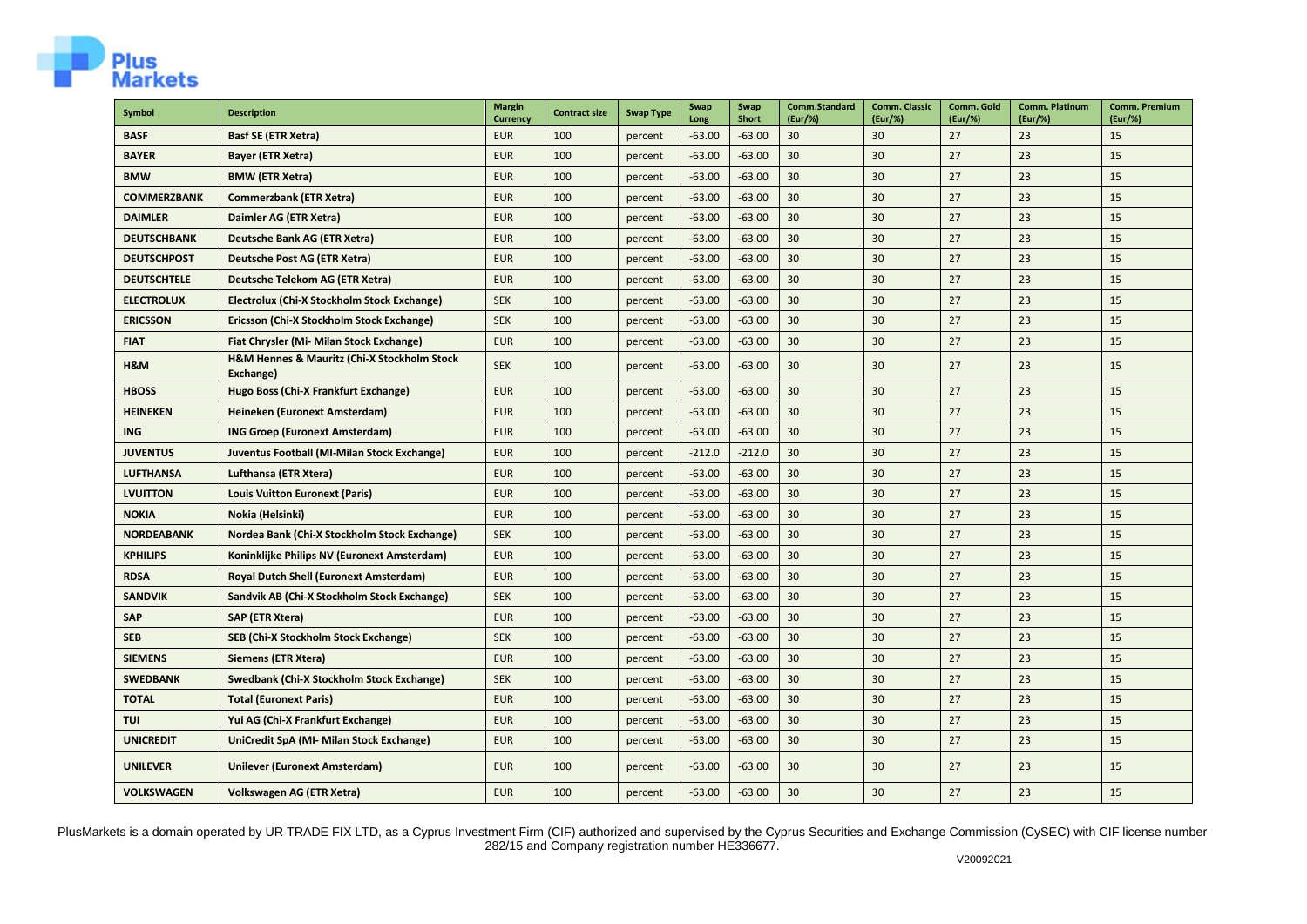| Symbol | Description | Margin Currency | Contract size | Swap Type | Swap Long | Swap Short | Comm.Standard (Eur/%) | Comm. Classic (Eur/%) | Comm. Gold (Eur/%) | Comm. Platinum (Eur/%) | Comm. Premium (Eur/%) |
|---|---|---|---|---|---|---|---|---|---|---|---|
| **BASF** | **Basf SE (ETR Xetra)** | EUR | 100 | percent | -63.00 | -63.00 | 30 | 30 | 27 | 23 | 15 |
| **BAYER** | **Bayer (ETR Xetra)** | EUR | 100 | percent | -63.00 | -63.00 | 30 | 30 | 27 | 23 | 15 |
| **BMW** | **BMW (ETR Xetra)** | EUR | 100 | percent | -63.00 | -63.00 | 30 | 30 | 27 | 23 | 15 |
| **COMMERZBANK** | **Commerzbank (ETR Xetra)** | EUR | 100 | percent | -63.00 | -63.00 | 30 | 30 | 27 | 23 | 15 |
| **DAIMLER** | **Daimler AG (ETR Xetra)** | EUR | 100 | percent | -63.00 | -63.00 | 30 | 30 | 27 | 23 | 15 |
| **DEUTSCHBANK** | **Deutsche Bank AG (ETR Xetra)** | EUR | 100 | percent | -63.00 | -63.00 | 30 | 30 | 27 | 23 | 15 |
| **DEUTSCHPOST** | **Deutsche Post AG (ETR Xetra)** | EUR | 100 | percent | -63.00 | -63.00 | 30 | 30 | 27 | 23 | 15 |
| **DEUTSCHTELE** | **Deutsche Telekom AG (ETR Xetra)** | EUR | 100 | percent | -63.00 | -63.00 | 30 | 30 | 27 | 23 | 15 |
| **ELECTROLUX** | **Electrolux (Chi-X Stockholm Stock Exchange)** | SEK | 100 | percent | -63.00 | -63.00 | 30 | 30 | 27 | 23 | 15 |
| **ERICSSON** | **Ericsson (Chi-X Stockholm Stock Exchange)** | SEK | 100 | percent | -63.00 | -63.00 | 30 | 30 | 27 | 23 | 15 |
| **FIAT** | **Fiat Chrysler (Mi- Milan Stock Exchange)** | EUR | 100 | percent | -63.00 | -63.00 | 30 | 30 | 27 | 23 | 15 |
| **H&M** | **H&M Hennes & Mauritz (Chi-X Stockholm Stock Exchange)** | SEK | 100 | percent | -63.00 | -63.00 | 30 | 30 | 27 | 23 | 15 |
| **HBOSS** | **Hugo Boss (Chi-X Frankfurt Exchange)** | EUR | 100 | percent | -63.00 | -63.00 | 30 | 30 | 27 | 23 | 15 |
| **HEINEKEN** | **Heineken (Euronext Amsterdam)** | EUR | 100 | percent | -63.00 | -63.00 | 30 | 30 | 27 | 23 | 15 |
| **ING** | **ING Groep (Euronext Amsterdam)** | EUR | 100 | percent | -63.00 | -63.00 | 30 | 30 | 27 | 23 | 15 |
| **JUVENTUS** | **Juventus Football (MI-Milan Stock Exchange)** | EUR | 100 | percent | -212.0 | -212.0 | 30 | 30 | 27 | 23 | 15 |
| **LUFTHANSA** | **Lufthansa (ETR Xtera)** | EUR | 100 | percent | -63.00 | -63.00 | 30 | 30 | 27 | 23 | 15 |
| **LVUITTON** | **Louis Vuitton Euronext (Paris)** | EUR | 100 | percent | -63.00 | -63.00 | 30 | 30 | 27 | 23 | 15 |
| **NOKIA** | **Nokia (Helsinki)** | EUR | 100 | percent | -63.00 | -63.00 | 30 | 30 | 27 | 23 | 15 |
| **NORDEABANK** | **Nordea Bank (Chi-X Stockholm Stock Exchange)** | SEK | 100 | percent | -63.00 | -63.00 | 30 | 30 | 27 | 23 | 15 |
| **KPHILIPS** | **Koninklijke Philips NV (Euronext Amsterdam)** | EUR | 100 | percent | -63.00 | -63.00 | 30 | 30 | 27 | 23 | 15 |
| **RDSA** | **Royal Dutch Shell (Euronext Amsterdam)** | EUR | 100 | percent | -63.00 | -63.00 | 30 | 30 | 27 | 23 | 15 |
| **SANDVIK** | **Sandvik AB (Chi-X Stockholm Stock Exchange)** | SEK | 100 | percent | -63.00 | -63.00 | 30 | 30 | 27 | 23 | 15 |
| **SAP** | **SAP (ETR Xtera)** | EUR | 100 | percent | -63.00 | -63.00 | 30 | 30 | 27 | 23 | 15 |
| **SEB** | **SEB (Chi-X Stockholm Stock Exchange)** | SEK | 100 | percent | -63.00 | -63.00 | 30 | 30 | 27 | 23 | 15 |
| **SIEMENS** | **Siemens (ETR Xtera)** | EUR | 100 | percent | -63.00 | -63.00 | 30 | 30 | 27 | 23 | 15 |
| **SWEDBANK** | **Swedbank (Chi-X Stockholm Stock Exchange)** | SEK | 100 | percent | -63.00 | -63.00 | 30 | 30 | 27 | 23 | 15 |
| **TOTAL** | **Total (Euronext Paris)** | EUR | 100 | percent | -63.00 | -63.00 | 30 | 30 | 27 | 23 | 15 |
| **TUI** | **Yui AG (Chi-X Frankfurt Exchange)** | EUR | 100 | percent | -63.00 | -63.00 | 30 | 30 | 27 | 23 | 15 |
| **UNICREDIT** | **UniCredit SpA (MI- Milan Stock Exchange)** | EUR | 100 | percent | -63.00 | -63.00 | 30 | 30 | 27 | 23 | 15 |
| **UNILEVER** | **Unilever (Euronext Amsterdam)** | EUR | 100 | percent | -63.00 | -63.00 | 30 | 30 | 27 | 23 | 15 |
| **VOLKSWAGEN** | **Volkswagen AG (ETR Xetra)** | EUR | 100 | percent | -63.00 | -63.00 | 30 | 30 | 27 | 23 | 15 |

PlusMarkets is a domain operated by UR TRADE FIX LTD, as a Cyprus Investment Firm (CIF) authorized and supervised by the Cyprus Securities and Exchange Commission (CySEC) with CIF license number 282/15 and Company registration number HE336677.

V20092021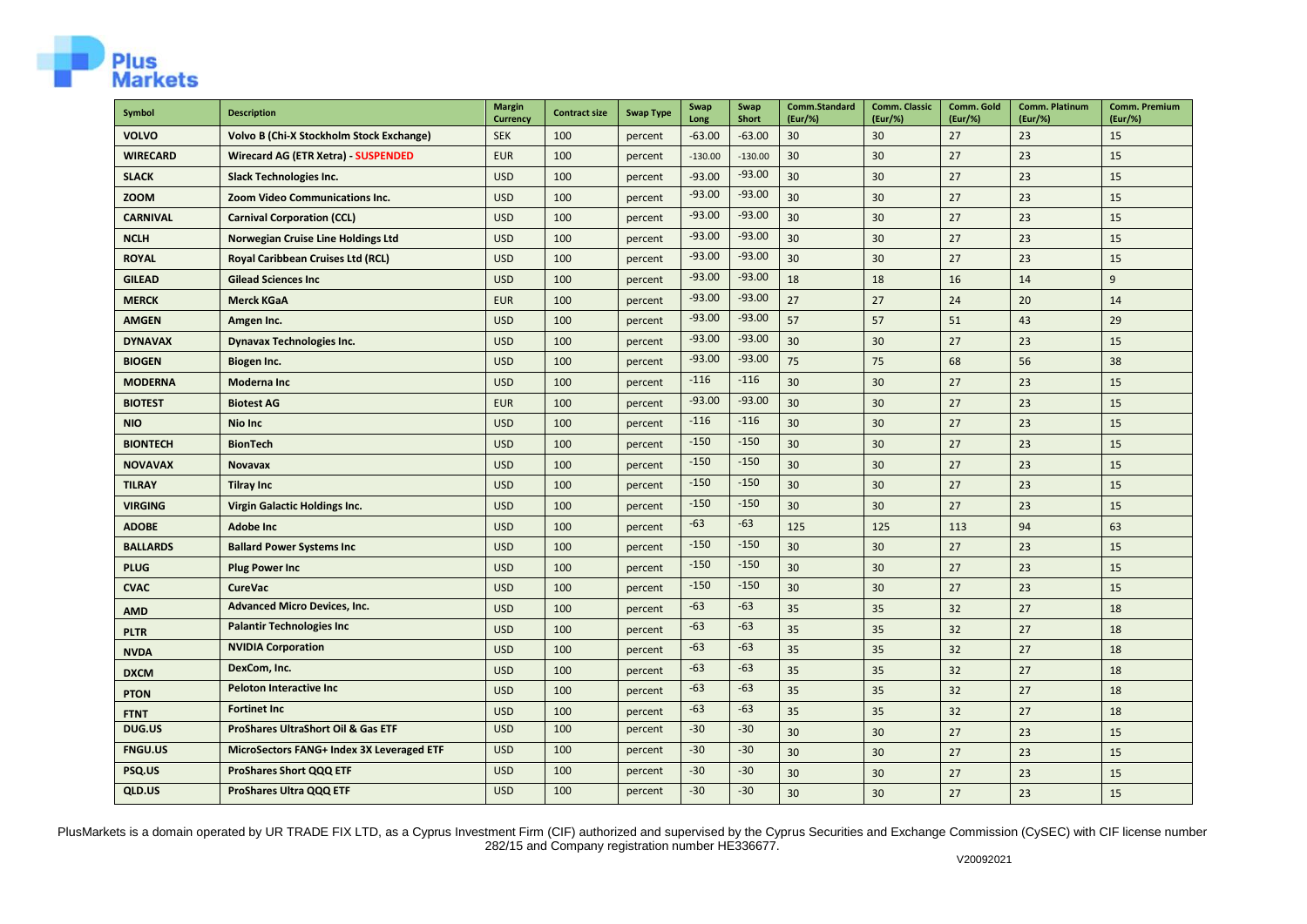| Symbol | Description | Margin Currency | Contract size | Swap Type | Swap Long | Swap Short | Comm.Standard (Eur/%) | Comm. Classic (Eur/%) | Comm. Gold (Eur/%) | Comm. Platinum (Eur/%) | Comm. Premium (Eur/%) |
|---|---|---|---|---|---|---|---|---|---|---|---|
| **VOLVO** | **Volvo B (Chi-X Stockholm Stock Exchange)** | SEK | 100 | percent | -63.00 | -63.00 | 30 | 30 | 27 | 23 | 15 |
| **WIRECARD** | **Wirecard AG (ETR Xetra) - SUSPENDED** | EUR | 100 | percent | -130.00 | -130.00 | 30 | 30 | 27 | 23 | 15 |
| **SLACK** | **Slack Technologies Inc.** | USD | 100 | percent | -93.00 | -93.00 | 30 | 30 | 27 | 23 | 15 |
| **ZOOM** | **Zoom Video Communications Inc.** | USD | 100 | percent | -93.00 | -93.00 | 30 | 30 | 27 | 23 | 15 |
| **CARNIVAL** | **Carnival Corporation (CCL)** | USD | 100 | percent | -93.00 | -93.00 | 30 | 30 | 27 | 23 | 15 |
| **NCLH** | **Norwegian Cruise Line Holdings Ltd** | USD | 100 | percent | -93.00 | -93.00 | 30 | 30 | 27 | 23 | 15 |
| **ROYAL** | **Royal Caribbean Cruises Ltd (RCL)** | USD | 100 | percent | -93.00 | -93.00 | 30 | 30 | 27 | 23 | 15 |
| **GILEAD** | **Gilead Sciences Inc** | USD | 100 | percent | -93.00 | -93.00 | 18 | 18 | 16 | 14 | 9 |
| **MERCK** | **Merck KGaA** | EUR | 100 | percent | -93.00 | -93.00 | 27 | 27 | 24 | 20 | 14 |
| **AMGEN** | **Amgen Inc.** | USD | 100 | percent | -93.00 | -93.00 | 57 | 57 | 51 | 43 | 29 |
| **DYNAVAX** | **Dynavax Technologies Inc.** | USD | 100 | percent | -93.00 | -93.00 | 30 | 30 | 27 | 23 | 15 |
| **BIOGEN** | **Biogen Inc.** | USD | 100 | percent | -93.00 | -93.00 | 75 | 75 | 68 | 56 | 38 |
| **MODERNA** | **Moderna Inc** | USD | 100 | percent | -116 | -116 | 30 | 30 | 27 | 23 | 15 |
| **BIOTEST** | **Biotest AG** | EUR | 100 | percent | -93.00 | -93.00 | 30 | 30 | 27 | 23 | 15 |
| **NIO** | **Nio Inc** | USD | 100 | percent | -116 | -116 | 30 | 30 | 27 | 23 | 15 |
| **BIONTECH** | **BionTech** | USD | 100 | percent | -150 | -150 | 30 | 30 | 27 | 23 | 15 |
| **NOVAVAX** | **Novavax** | USD | 100 | percent | -150 | -150 | 30 | 30 | 27 | 23 | 15 |
| **TILRAY** | **Tilray Inc** | USD | 100 | percent | -150 | -150 | 30 | 30 | 27 | 23 | 15 |
| **VIRGING** | **Virgin Galactic Holdings Inc.** | USD | 100 | percent | -150 | -150 | 30 | 30 | 27 | 23 | 15 |
| **ADOBE** | **Adobe Inc** | USD | 100 | percent | -63 | -63 | 125 | 125 | 113 | 94 | 63 |
| **BALLARDS** | **Ballard Power Systems Inc** | USD | 100 | percent | -150 | -150 | 30 | 30 | 27 | 23 | 15 |
| **PLUG** | **Plug Power Inc** | USD | 100 | percent | -150 | -150 | 30 | 30 | 27 | 23 | 15 |
| **CVAC** | **CureVac** | USD | 100 | percent | -150 | -150 | 30 | 30 | 27 | 23 | 15 |
| **AMD** | **Advanced Micro Devices, Inc.** | USD | 100 | percent | -63 | -63 | 35 | 35 | 32 | 27 | 18 |
| **PLTR** | **Palantir Technologies Inc** | USD | 100 | percent | -63 | -63 | 35 | 35 | 32 | 27 | 18 |
| **NVDA** | **NVIDIA Corporation** | USD | 100 | percent | -63 | -63 | 35 | 35 | 32 | 27 | 18 |
| **DXCM** | DexCom, Inc. | USD | 100 | percent | -63 | -63 | 35 | 35 | 32 | 27 | 18 |
| **PTON** | **Peloton Interactive Inc** | USD | 100 | percent | -63 | -63 | 35 | 35 | 32 | 27 | 18 |
| **FTNT** | **Fortinet Inc** | USD | 100 | percent | -63 | -63 | 35 | 35 | 32 | 27 | 18 |
| **DUG.US** | **ProShares UltraShort Oil & Gas ETF** | USD | 100 | percent | -30 | -30 | 30 | 30 | 27 | 23 | 15 |
| **FNGU.US** | **MicroSectors FANG+ Index 3X Leveraged ETF** | USD | 100 | percent | -30 | -30 | 30 | 30 | 27 | 23 | 15 |
| **PSQ.US** | **ProShares Short QQQ ETF** | USD | 100 | percent | -30 | -30 | 30 | 30 | 27 | 23 | 15 |
| **QLD.US** | **ProShares Ultra QQQ ETF** | USD | 100 | percent | -30 | -30 | 30 | 30 | 27 | 23 | 15 |

PlusMarkets is a domain operated by UR TRADE FIX LTD, as a Cyprus Investment Firm (CIF) authorized and supervised by the Cyprus Securities and Exchange Commission (CySEC) with CIF license number 282/15 and Company registration number HE336677.

V20092021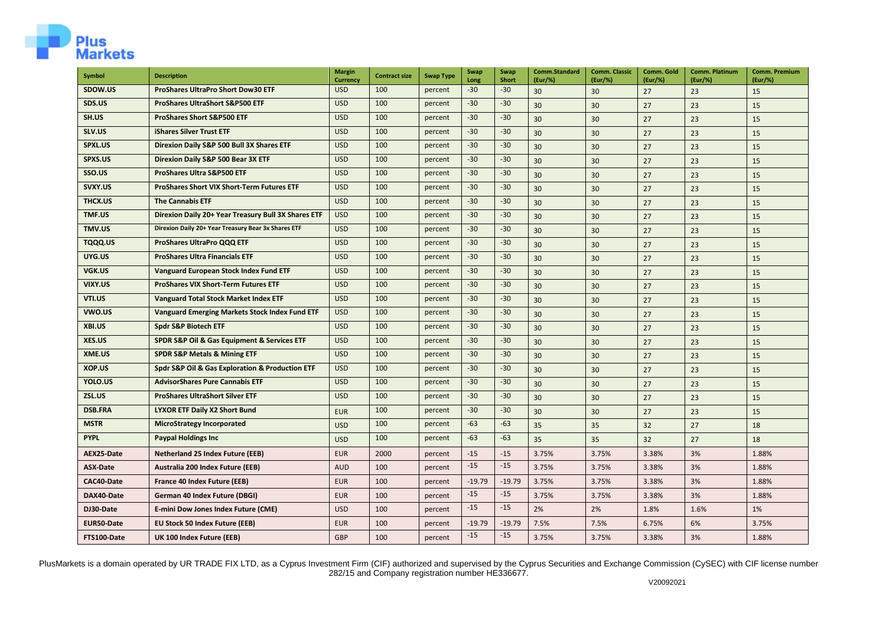| Symbol | Description | Margin Currency | Contract size | Swap Type | Swap Long | Swap Short | Comm.Standard (Eur/%) | Comm. Classic (Eur/%) | Comm. Gold (Eur/%) | Comm. Platinum (Eur/%) | Comm. Premium (Eur/%) |
|---|---|---|---|---|---|---|---|---|---|---|---|
| SDOW.US | ProShares UltraPro Short Dow30 ETF | USD | 100 | percent | -30 | -30 | 30 | 30 | 27 | 23 | 15 |
| SDS.US | ProShares UltraShort S&P500 ETF | USD | 100 | percent | -30 | -30 | 30 | 30 | 27 | 23 | 15 |
| SH.US | ProShares Short S&P500 ETF | USD | 100 | percent | -30 | -30 | 30 | 30 | 27 | 23 | 15 |
| SLV.US | iShares Silver Trust ETF | USD | 100 | percent | -30 | -30 | 30 | 30 | 27 | 23 | 15 |
| SPXL.US | Direxion Daily S&P 500 Bull 3X Shares ETF | USD | 100 | percent | -30 | -30 | 30 | 30 | 27 | 23 | 15 |
| SPXS.US | Direxion Daily S&P 500 Bear 3X ETF | USD | 100 | percent | -30 | -30 | 30 | 30 | 27 | 23 | 15 |
| SSO.US | ProShares Ultra S&P500 ETF | USD | 100 | percent | -30 | -30 | 30 | 30 | 27 | 23 | 15 |
| SVXY.US | ProShares Short VIX Short-Term Futures ETF | USD | 100 | percent | -30 | -30 | 30 | 30 | 27 | 23 | 15 |
| THCX.US | The Cannabis ETF | USD | 100 | percent | -30 | -30 | 30 | 30 | 27 | 23 | 15 |
| TMF.US | Direxion Daily 20+ Year Treasury Bull 3X Shares ETF | USD | 100 | percent | -30 | -30 | 30 | 30 | 27 | 23 | 15 |
| TMV.US | Direxion Daily 20+ Year Treasury Bear 3x Shares ETF | USD | 100 | percent | -30 | -30 | 30 | 30 | 27 | 23 | 15 |
| TQQQ.US | ProShares UltraPro QQQ ETF | USD | 100 | percent | -30 | -30 | 30 | 30 | 27 | 23 | 15 |
| UYG.US | ProShares Ultra Financials ETF | USD | 100 | percent | -30 | -30 | 30 | 30 | 27 | 23 | 15 |
| VGK.US | Vanguard European Stock Index Fund ETF | USD | 100 | percent | -30 | -30 | 30 | 30 | 27 | 23 | 15 |
| VIXY.US | ProShares VIX Short-Term Futures ETF | USD | 100 | percent | -30 | -30 | 30 | 30 | 27 | 23 | 15 |
| VTI.US | Vanguard Total Stock Market Index ETF | USD | 100 | percent | -30 | -30 | 30 | 30 | 27 | 23 | 15 |
| VWO.US | Vanguard Emerging Markets Stock Index Fund ETF | USD | 100 | percent | -30 | -30 | 30 | 30 | 27 | 23 | 15 |
| XBI.US | Spdr S&P Biotech ETF | USD | 100 | percent | -30 | -30 | 30 | 30 | 27 | 23 | 15 |
| XES.US | SPDR S&P Oil & Gas Equipment & Services ETF | USD | 100 | percent | -30 | -30 | 30 | 30 | 27 | 23 | 15 |
| XME.US | SPDR S&P Metals & Mining ETF | USD | 100 | percent | -30 | -30 | 30 | 30 | 27 | 23 | 15 |
| XOP.US | Spdr S&P Oil & Gas Exploration & Production ETF | USD | 100 | percent | -30 | -30 | 30 | 30 | 27 | 23 | 15 |
| YOLO.US | AdvisorShares Pure Cannabis ETF | USD | 100 | percent | -30 | -30 | 30 | 30 | 27 | 23 | 15 |
| ZSL.US | ProShares UltraShort Silver ETF | USD | 100 | percent | -30 | -30 | 30 | 30 | 27 | 23 | 15 |
| DSB.FRA | LYXOR ETF Daily X2 Short Bund | EUR | 100 | percent | -30 | -30 | 30 | 30 | 27 | 23 | 15 |
| MSTR | MicroStrategy Incorporated | USD | 100 | percent | -63 | -63 | 35 | 35 | 32 | 27 | 18 |
| PYPL | Paypal Holdings Inc | USD | 100 | percent | -63 | -63 | 35 | 35 | 32 | 27 | 18 |
| AEX25-Date | Netherland 25 Index Future (EEB) | EUR | 2000 | percent | -15 | -15 | 3.75% | 3.75% | 3.38% | 3% | 1.88% |
| ASX-Date | Australia 200 Index Future (EEB) | AUD | 100 | percent | -15 | -15 | 3.75% | 3.75% | 3.38% | 3% | 1.88% |
| CAC40-Date | France 40 Index Future (EEB) | EUR | 100 | percent | -19.79 | -19.79 | 3.75% | 3.75% | 3.38% | 3% | 1.88% |
| DAX40-Date | German 40 Index Future (DBGI) | EUR | 100 | percent | -15 | -15 | 3.75% | 3.75% | 3.38% | 3% | 1.88% |
| DJ30-Date | E-mini Dow Jones Index Future (CME) | USD | 100 | percent | -15 | -15 | 2% | 2% | 1.8% | 1.6% | 1% |
| EUR50-Date | EU Stock 50 Index Future (EEB) | EUR | 100 | percent | -19.79 | -19.79 | 7.5% | 7.5% | 6.75% | 6% | 3.75% |
| FTS100-Date | UK 100 Index Future (EEB) | GBP | 100 | percent | -15 | -15 | 3.75% | 3.75% | 3.38% | 3% | 1.88% |

PlusMarkets is a domain operated by UR TRADE FIX LTD, as a Cyprus Investment Firm (CIF) authorized and supervised by the Cyprus Securities and Exchange Commission (CySEC) with CIF license number 282/15 and Company registration number HE336677.

V20092021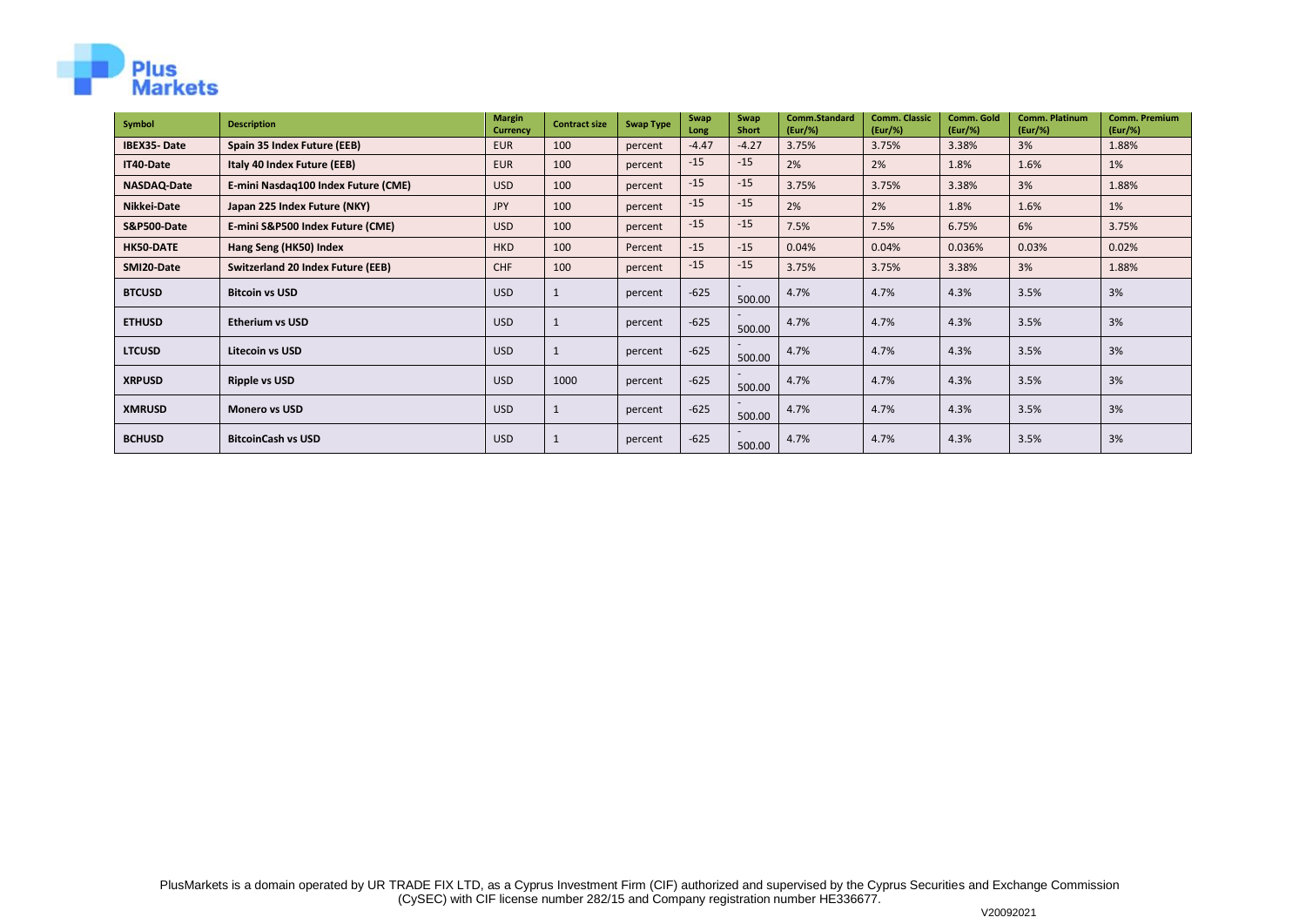| Symbol | Description | Margin Currency | Contract size | Swap Type | Swap Long | Swap Short | Comm.Standard (Eur/%) | Comm. Classic (Eur/%) | Comm. Gold (Eur/%) | Comm. Platinum (Eur/%) | Comm. Premium (Eur/%) |
|---|---|---|---|---|---|---|---|---|---|---|---|
| IBEX35- Date | Spain 35 Index Future (EEB) | EUR | 100 | percent | -4.47 | -4.27 | 3.75% | 3.75% | 3.38% | 3% | 1.88% |
| IT40-Date | Italy 40 Index Future (EEB) | EUR | 100 | percent | -15 | -15 | 2% | 2% | 1.8% | 1.6% | 1% |
| NASDAQ-Date | E-mini Nasdaq100 Index Future (CME) | USD | 100 | percent | -15 | -15 | 3.75% | 3.75% | 3.38% | 3% | 1.88% |
| Nikkei-Date | Japan 225 Index Future (NKY) | JPY | 100 | percent | -15 | -15 | 2% | 2% | 1.8% | 1.6% | 1% |
| S&P500-Date | E-mini S&P500 Index Future (CME) | USD | 100 | percent | -15 | -15 | 7.5% | 7.5% | 6.75% | 6% | 3.75% |
| HK50-DATE | Hang Seng (HK50) Index | HKD | 100 | Percent | -15 | -15 | 0.04% | 0.04% | 0.036% | 0.03% | 0.02% |
| SMI20-Date | Switzerland 20 Index Future (EEB) | CHF | 100 | percent | -15 | -15 | 3.75% | 3.75% | 3.38% | 3% | 1.88% |
| BTCUSD | Bitcoin vs USD | USD | 1 | percent | -625 | -500.00 | 4.7% | 4.7% | 4.3% | 3.5% | 3% |
| ETHUSD | Etherium vs USD | USD | 1 | percent | -625 | -500.00 | 4.7% | 4.7% | 4.3% | 3.5% | 3% |
| LTCUSD | Litecoin vs USD | USD | 1 | percent | -625 | -500.00 | 4.7% | 4.7% | 4.3% | 3.5% | 3% |
| XRPUSD | Ripple vs USD | USD | 1000 | percent | -625 | -500.00 | 4.7% | 4.7% | 4.3% | 3.5% | 3% |
| XMRUSD | Monero vs USD | USD | 1 | percent | -625 | -500.00 | 4.7% | 4.7% | 4.3% | 3.5% | 3% |
| BCHUSD | BitcoinCash vs USD | USD | 1 | percent | -625 | -500.00 | 4.7% | 4.7% | 4.3% | 3.5% | 3% |

PlusMarkets is a domain operated by UR TRADE FIX LTD, as a Cyprus Investment Firm (CIF) authorized and supervised by the Cyprus Securities and Exchange Commission (CySEC) with CIF license number 282/15 and Company registration number HE336677.

V20092021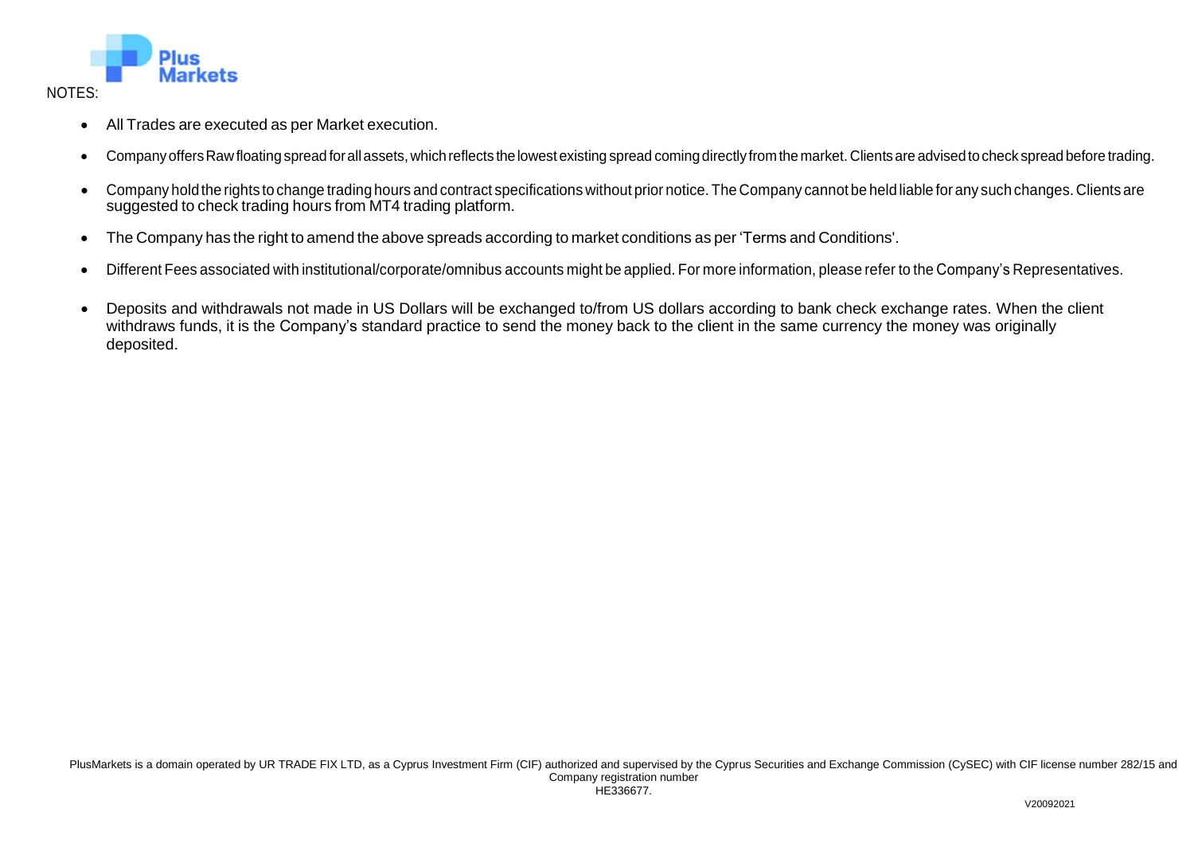NOTES:

- All Trades are executed as per Market execution.
- Company offers Raw floating spread for all assets, which reflects the lowest existing spread coming directly from the market. Clients are advised to check spread before trading.
- Company hold the rights to change trading hours and contract specifications without prior notice. The Company cannot be held liable for any such changes. Clients are suggested to check trading hours from MT4 trading platform.
- The Company has the right to amend the above spreads according to market conditions as per 'Terms and Conditions'.
- Different Fees associated with institutional/corporate/omnibus accounts might be applied. For more information, please refer to the Company's Representatives.
- Deposits and withdrawals not made in US Dollars will be exchanged to/from US dollars according to bank check exchange rates. When the client withdraws funds, it is the Company's standard practice to send the money back to the client in the same currency the money was originally deposited.

PlusMarkets is a domain operated by UR TRADE FIX LTD, as a Cyprus Investment Firm (CIF) authorized and supervised by the Cyprus Securities and Exchange Commission (CySEC) with CIF license number 282/15 and Company registration number HE336677.

V20092021